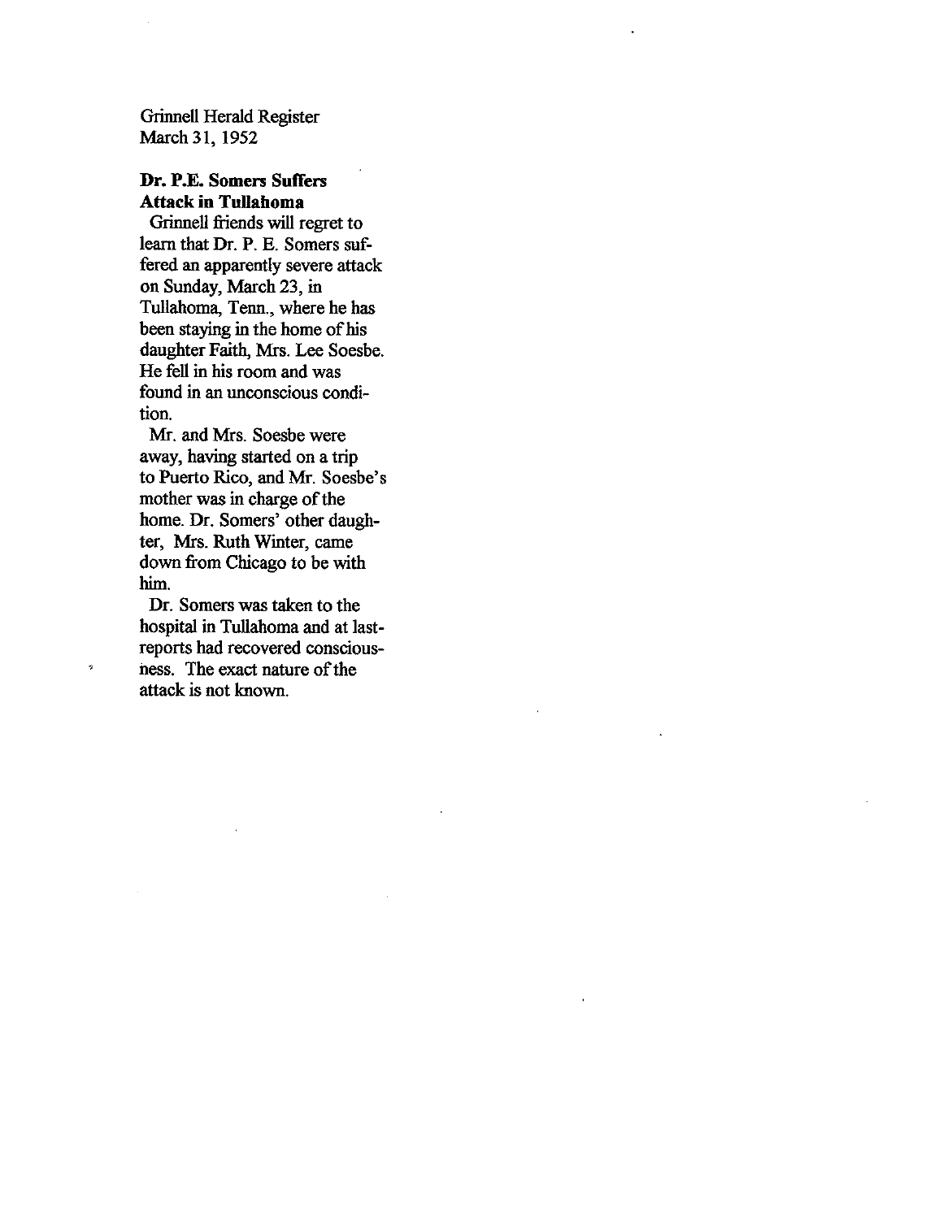Grinnell Herald Register
March 31, 1952

**Dr. P.E. Somers Suffers Attack in Tullahoma**

Grinnell friends will regret to learn that Dr. P. E. Somers suffered an apparently severe attack on Sunday, March 23, in Tullahoma, Tenn., where he has been staying in the home of his daughter Faith, Mrs. Lee Soesbe. He fell in his room and was found in an unconscious condition.

Mr. and Mrs. Soesbe were away, having started on a trip to Puerto Rico, and Mr. Soesbe's mother was in charge of the home. Dr. Somers' other daughter, Mrs. Ruth Winter, came down from Chicago to be with him.

Dr. Somers was taken to the hospital in Tullahoma and at last reports had recovered consciousness. The exact nature of the attack is not known.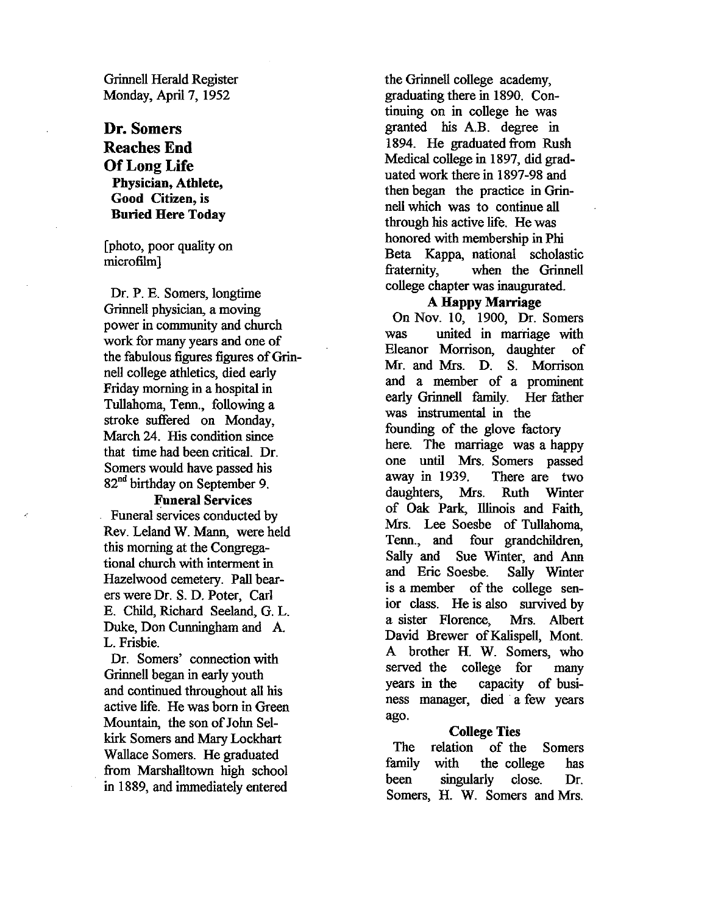Grinnell Herald Register
Monday, April 7, 1952

# Dr. Somers Reaches End Of Long Life

### Physician, Athlete, Good Citizen, is Buried Here Today

[photo, poor quality on microfilm]

Dr. P. E. Somers, longtime Grinnell physician, a moving power in community and church work for many years and one of the fabulous figures figures of Grinnell college athletics, died early Friday morning in a hospital in Tullahoma, Tenn., following a stroke suffered on Monday, March 24. His condition since that time had been critical. Dr. Somers would have passed his 82nd birthday on September 9.

**Funeral Services**

Funeral services conducted by Rev. Leland W. Mann, were held this morning at the Congregational church with interment in Hazelwood cemetery. Pall bearers were Dr. S. D. Poter, Carl E. Child, Richard Seeland, G. L. Duke, Don Cunningham and A. L. Frisbie.

Dr. Somers' connection with Grinnell began in early youth and continued throughout all his active life. He was born in Green Mountain, the son of John Selkirk Somers and Mary Lockhart Wallace Somers. He graduated from Marshalltown high school in 1889, and immediately entered the Grinnell college academy, graduating there in 1890. Continuing on in college he was granted his A.B. degree in 1894. He graduated from Rush Medical college in 1897, did graduated work there in 1897-98 and then began the practice in Grinnell which was to continue all through his active life. He was honored with membership in Phi Beta Kappa, national scholastic fraternity, when the Grinnell college chapter was inaugurated.

**A Happy Marriage**

On Nov. 10, 1900, Dr. Somers was united in marriage with Eleanor Morrison, daughter of Mr. and Mrs. D. S. Morrison and a member of a prominent early Grinnell family. Her father was instrumental in the founding of the glove factory here. The marriage was a happy one until Mrs. Somers passed away in 1939. There are two daughters, Mrs. Ruth Winter of Oak Park, Illinois and Faith, Mrs. Lee Soesbe of Tullahoma, Tenn., and four grandchildren, Sally and Sue Winter, and Ann and Eric Soesbe. Sally Winter is a member of the college senior class. He is also survived by a sister Florence, Mrs. Albert David Brewer of Kalispell, Mont. A brother H. W. Somers, who served the college for many years in the capacity of business manager, died a few years ago.

**College Ties**

The relation of the Somers family with the college has been singularly close. Dr. Somers, H. W. Somers and Mrs.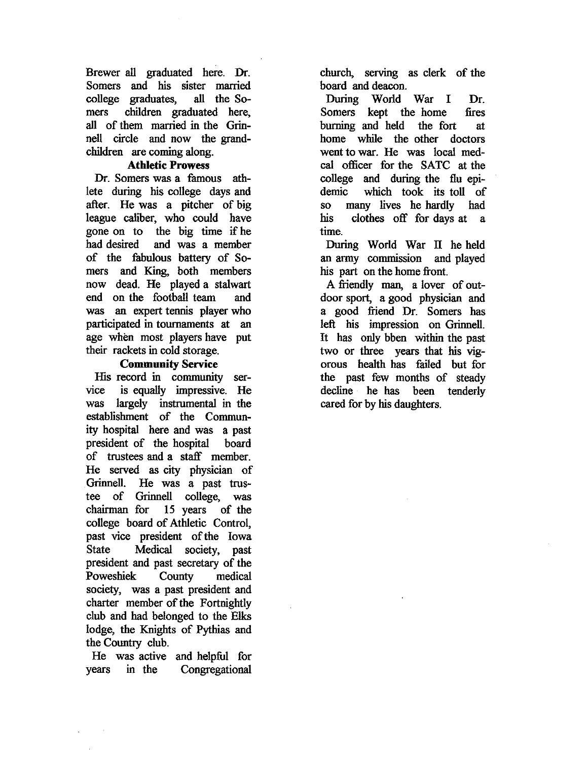Brewer all graduated here. Dr. Somers and his sister married college graduates, all the Somers children graduated here, all of them married in the Grinnell circle and now the grandchildren are coming along.

### Athletic Prowess

Dr. Somers was a famous athlete during his college days and after. He was a pitcher of big league caliber, who could have gone on to the big time if he had desired and was a member of the fabulous battery of Somers and King, both members now dead. He played a stalwart end on the football team and was an expert tennis player who participated in tournaments at an age when most players have put their rackets in cold storage.

### Community Service

His record in community service is equally impressive. He was largely instrumental in the establishment of the Community hospital here and was a past president of the hospital board of trustees and a staff member. He served as city physician of Grinnell. He was a past trustee of Grinnell college, was chairman for 15 years of the college board of Athletic Control, past vice president of the Iowa State Medical society, past president and past secretary of the Poweshiek County medical society, was a past president and charter member of the Fortnightly club and had belonged to the Elks lodge, the Knights of Pythias and the Country club.

He was active and helpful for years in the Congregational church, serving as clerk of the board and deacon.

During World War I Dr. Somers kept the home fires burning and held the fort at home while the other doctors went to war. He was local medcal officer for the SATC at the college and during the flu epidemic which took its toll of so many lives he hardly had his clothes off for days at a time.

During World War II he held an army commission and played his part on the home front.

A friendly man, a lover of outdoor sport, a good physician and a good friend Dr. Somers has left his impression on Grinnell. It has only bben within the past two or three years that his vigorous health has failed but for the past few months of steady decline he has been tenderly cared for by his daughters.